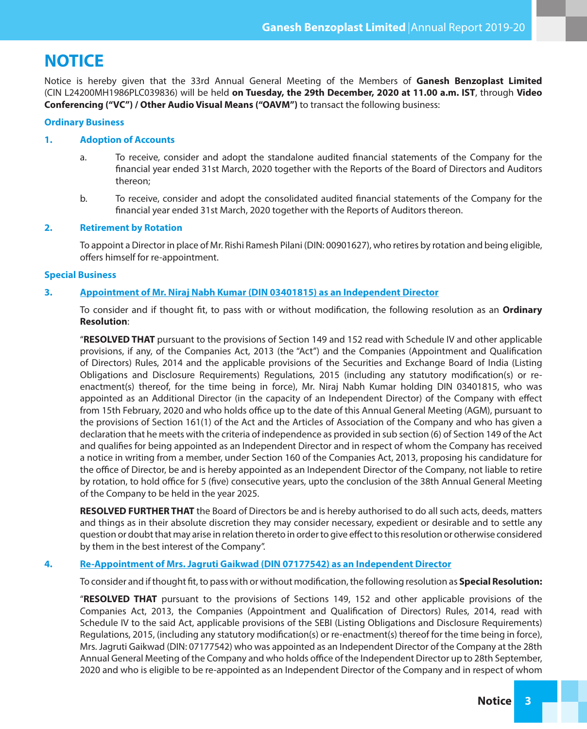# NOTICE

Notice is hereby given that the 33rd Annual General Meeting of the Members of **Ganesh Benzoplast Limited** (CIN L24200MH1986PLC039836) will be held **on Tuesday, the 29th December, 2020 at 11.00 a.m. IST**, through **Video Conferencing ("VC") / Other Audio Visual Means ("OAVM")** to transact the following business:

### Ordinary Business

#### 1. Adoption of Accounts

a. To receive, consider and adopt the standalone audited financial statements of the Company for the financial year ended 31st March, 2020 together with the Reports of the Board of Directors and Auditors thereon;

b. To receive, consider and adopt the consolidated audited financial statements of the Company for the financial year ended 31st March, 2020 together with the Reports of Auditors thereon.

#### 2. Retirement by Rotation

To appoint a Director in place of Mr. Rishi Ramesh Pilani (DIN: 00901627), who retires by rotation and being eligible, offers himself for re-appointment.

### Special Business

#### 3. Appointment of Mr. Niraj Nabh Kumar (DIN 03401815) as an Independent Director

To consider and if thought fit, to pass with or without modification, the following resolution as an **Ordinary Resolution**:

"**RESOLVED THAT** pursuant to the provisions of Section 149 and 152 read with Schedule IV and other applicable provisions, if any, of the Companies Act, 2013 (the "Act") and the Companies (Appointment and Qualification of Directors) Rules, 2014 and the applicable provisions of the Securities and Exchange Board of India (Listing Obligations and Disclosure Requirements) Regulations, 2015 (including any statutory modification(s) or re-enactment(s) thereof, for the time being in force), Mr. Niraj Nabh Kumar holding DIN 03401815, who was appointed as an Additional Director (in the capacity of an Independent Director) of the Company with effect from 15th February, 2020 and who holds office up to the date of this Annual General Meeting (AGM), pursuant to the provisions of Section 161(1) of the Act and the Articles of Association of the Company and who has given a declaration that he meets with the criteria of independence as provided in sub section (6) of Section 149 of the Act and qualifies for being appointed as an Independent Director and in respect of whom the Company has received a notice in writing from a member, under Section 160 of the Companies Act, 2013, proposing his candidature for the office of Director, be and is hereby appointed as an Independent Director of the Company, not liable to retire by rotation, to hold office for 5 (five) consecutive years, upto the conclusion of the 38th Annual General Meeting of the Company to be held in the year 2025.

**RESOLVED FURTHER THAT** the Board of Directors be and is hereby authorised to do all such acts, deeds, matters and things as in their absolute discretion they may consider necessary, expedient or desirable and to settle any question or doubt that may arise in relation thereto in order to give effect to this resolution or otherwise considered by them in the best interest of the Company".

#### 4. Re-Appointment of Mrs. Jagruti Gaikwad (DIN 07177542) as an Independent Director

To consider and if thought fit, to pass with or without modification, the following resolution as **Special Resolution:**

"**RESOLVED THAT** pursuant to the provisions of Sections 149, 152 and other applicable provisions of the Companies Act, 2013, the Companies (Appointment and Qualification of Directors) Rules, 2014, read with Schedule IV to the said Act, applicable provisions of the SEBI (Listing Obligations and Disclosure Requirements) Regulations, 2015, (including any statutory modification(s) or re-enactment(s) thereof for the time being in force), Mrs. Jagruti Gaikwad (DIN: 07177542) who was appointed as an Independent Director of the Company at the 28th Annual General Meeting of the Company and who holds office of the Independent Director up to 28th September, 2020 and who is eligible to be re-appointed as an Independent Director of the Company and in respect of whom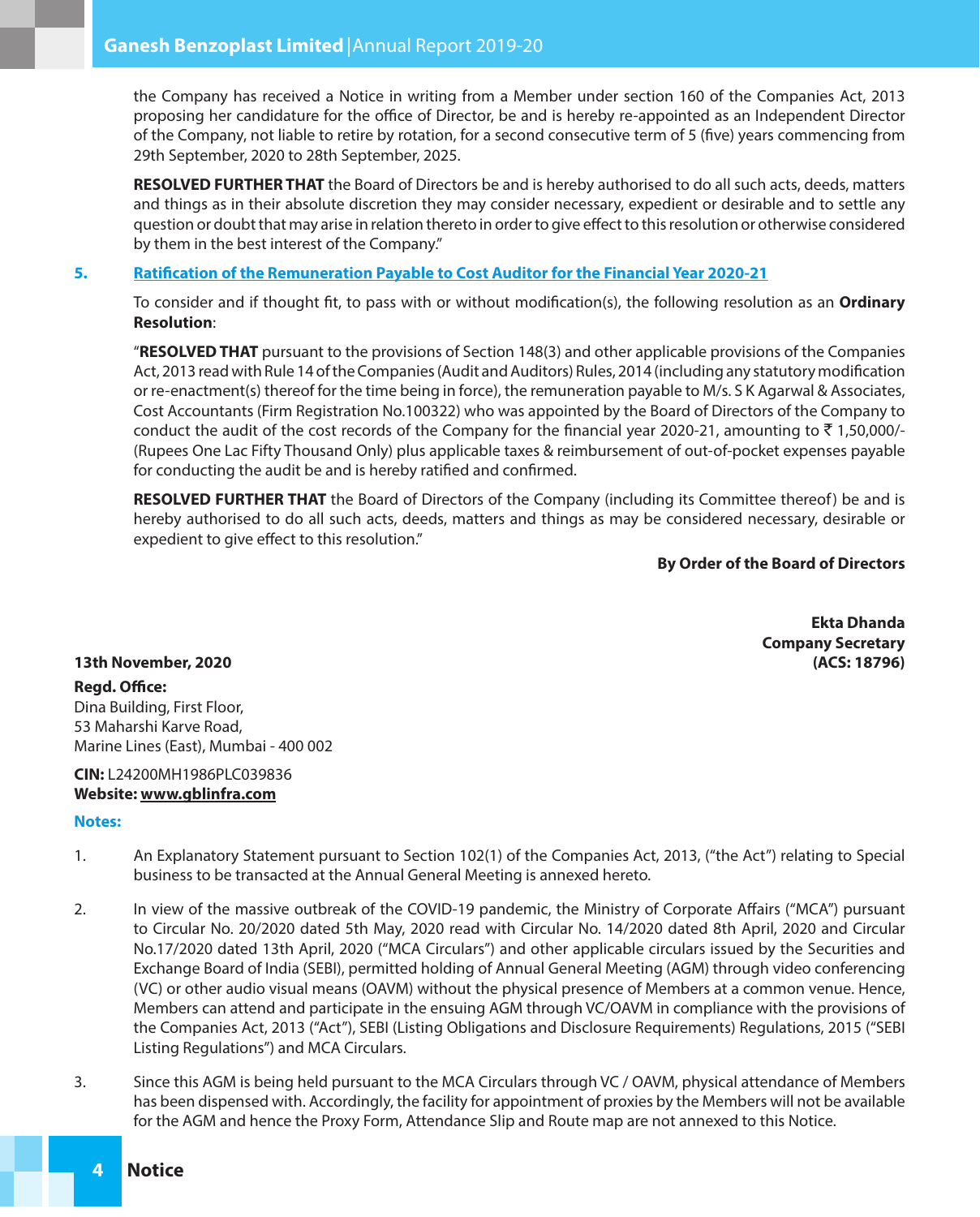the Company has received a Notice in writing from a Member under section 160 of the Companies Act, 2013 proposing her candidature for the office of Director, be and is hereby re-appointed as an Independent Director of the Company, not liable to retire by rotation, for a second consecutive term of 5 (five) years commencing from 29th September, 2020 to 28th September, 2025.

**RESOLVED FURTHER THAT** the Board of Directors be and is hereby authorised to do all such acts, deeds, matters and things as in their absolute discretion they may consider necessary, expedient or desirable and to settle any question or doubt that may arise in relation thereto in order to give effect to this resolution or otherwise considered by them in the best interest of the Company."

**5. Ratification of the Remuneration Payable to Cost Auditor for the Financial Year 2020-21**

To consider and if thought fit, to pass with or without modification(s), the following resolution as an **Ordinary Resolution**:

"**RESOLVED THAT** pursuant to the provisions of Section 148(3) and other applicable provisions of the Companies Act, 2013 read with Rule 14 of the Companies (Audit and Auditors) Rules, 2014 (including any statutory modification or re-enactment(s) thereof for the time being in force), the remuneration payable to M/s. S K Agarwal & Associates, Cost Accountants (Firm Registration No.100322) who was appointed by the Board of Directors of the Company to conduct the audit of the cost records of the Company for the financial year 2020-21, amounting to ₹ 1,50,000/- (Rupees One Lac Fifty Thousand Only) plus applicable taxes & reimbursement of out-of-pocket expenses payable for conducting the audit be and is hereby ratified and confirmed.

**RESOLVED FURTHER THAT** the Board of Directors of the Company (including its Committee thereof) be and is hereby authorised to do all such acts, deeds, matters and things as may be considered necessary, desirable or expedient to give effect to this resolution."

**By Order of the Board of Directors**

**Ekta Dhanda**
**Company Secretary**
**(ACS: 18796)**

**13th November, 2020**

**Regd. Office:**
Dina Building, First Floor,
53 Maharshi Karve Road,
Marine Lines (East), Mumbai - 400 002

**CIN:** L24200MH1986PLC039836
**Website: www.gblinfra.com**

**Notes:**

1. An Explanatory Statement pursuant to Section 102(1) of the Companies Act, 2013, ("the Act") relating to Special business to be transacted at the Annual General Meeting is annexed hereto.

2. In view of the massive outbreak of the COVID-19 pandemic, the Ministry of Corporate Affairs ("MCA") pursuant to Circular No. 20/2020 dated 5th May, 2020 read with Circular No. 14/2020 dated 8th April, 2020 and Circular No.17/2020 dated 13th April, 2020 ("MCA Circulars") and other applicable circulars issued by the Securities and Exchange Board of India (SEBI), permitted holding of Annual General Meeting (AGM) through video conferencing (VC) or other audio visual means (OAVM) without the physical presence of Members at a common venue. Hence, Members can attend and participate in the ensuing AGM through VC/OAVM in compliance with the provisions of the Companies Act, 2013 ("Act"), SEBI (Listing Obligations and Disclosure Requirements) Regulations, 2015 ("SEBI Listing Regulations") and MCA Circulars.

3. Since this AGM is being held pursuant to the MCA Circulars through VC / OAVM, physical attendance of Members has been dispensed with. Accordingly, the facility for appointment of proxies by the Members will not be available for the AGM and hence the Proxy Form, Attendance Slip and Route map are not annexed to this Notice.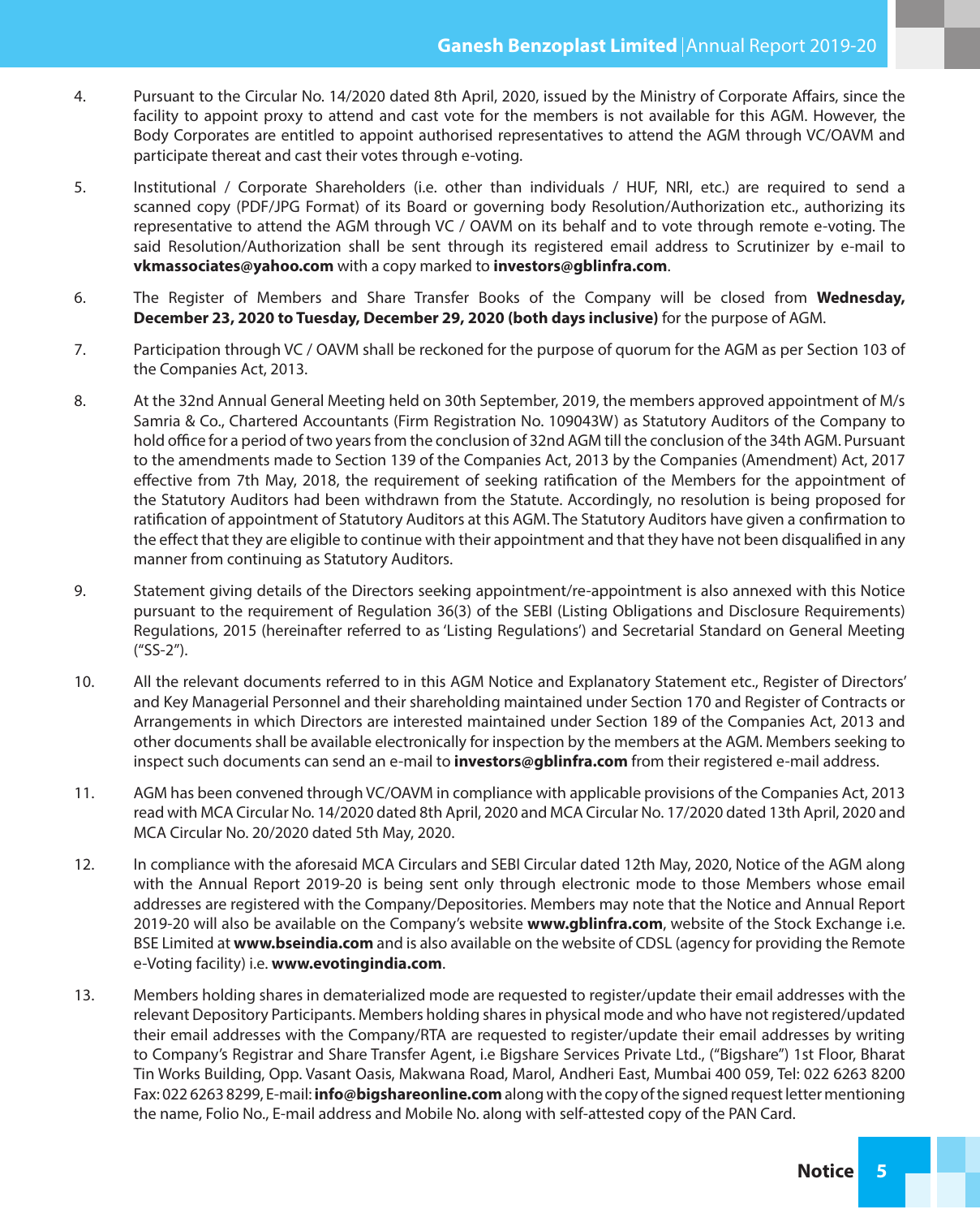4. Pursuant to the Circular No. 14/2020 dated 8th April, 2020, issued by the Ministry of Corporate Affairs, since the facility to appoint proxy to attend and cast vote for the members is not available for this AGM. However, the Body Corporates are entitled to appoint authorised representatives to attend the AGM through VC/OAVM and participate thereat and cast their votes through e-voting.

5. Institutional / Corporate Shareholders (i.e. other than individuals / HUF, NRI, etc.) are required to send a scanned copy (PDF/JPG Format) of its Board or governing body Resolution/Authorization etc., authorizing its representative to attend the AGM through VC / OAVM on its behalf and to vote through remote e-voting. The said Resolution/Authorization shall be sent through its registered email address to Scrutinizer by e-mail to **vkmassociates@yahoo.com** with a copy marked to **investors@gblinfra.com**.

6. The Register of Members and Share Transfer Books of the Company will be closed from **Wednesday, December 23, 2020 to Tuesday, December 29, 2020 (both days inclusive)** for the purpose of AGM.

7. Participation through VC / OAVM shall be reckoned for the purpose of quorum for the AGM as per Section 103 of the Companies Act, 2013.

8. At the 32nd Annual General Meeting held on 30th September, 2019, the members approved appointment of M/s Samria & Co., Chartered Accountants (Firm Registration No. 109043W) as Statutory Auditors of the Company to hold office for a period of two years from the conclusion of 32nd AGM till the conclusion of the 34th AGM. Pursuant to the amendments made to Section 139 of the Companies Act, 2013 by the Companies (Amendment) Act, 2017 effective from 7th May, 2018, the requirement of seeking ratification of the Members for the appointment of the Statutory Auditors had been withdrawn from the Statute. Accordingly, no resolution is being proposed for ratification of appointment of Statutory Auditors at this AGM. The Statutory Auditors have given a confirmation to the effect that they are eligible to continue with their appointment and that they have not been disqualified in any manner from continuing as Statutory Auditors.

9. Statement giving details of the Directors seeking appointment/re-appointment is also annexed with this Notice pursuant to the requirement of Regulation 36(3) of the SEBI (Listing Obligations and Disclosure Requirements) Regulations, 2015 (hereinafter referred to as 'Listing Regulations') and Secretarial Standard on General Meeting ("SS-2").

10. All the relevant documents referred to in this AGM Notice and Explanatory Statement etc., Register of Directors' and Key Managerial Personnel and their shareholding maintained under Section 170 and Register of Contracts or Arrangements in which Directors are interested maintained under Section 189 of the Companies Act, 2013 and other documents shall be available electronically for inspection by the members at the AGM. Members seeking to inspect such documents can send an e-mail to **investors@gblinfra.com** from their registered e-mail address.

11. AGM has been convened through VC/OAVM in compliance with applicable provisions of the Companies Act, 2013 read with MCA Circular No. 14/2020 dated 8th April, 2020 and MCA Circular No. 17/2020 dated 13th April, 2020 and MCA Circular No. 20/2020 dated 5th May, 2020.

12. In compliance with the aforesaid MCA Circulars and SEBI Circular dated 12th May, 2020, Notice of the AGM along with the Annual Report 2019-20 is being sent only through electronic mode to those Members whose email addresses are registered with the Company/Depositories. Members may note that the Notice and Annual Report 2019-20 will also be available on the Company's website **www.gblinfra.com**, website of the Stock Exchange i.e. BSE Limited at **www.bseindia.com** and is also available on the website of CDSL (agency for providing the Remote e-Voting facility) i.e. **www.evotingindia.com**.

13. Members holding shares in dematerialized mode are requested to register/update their email addresses with the relevant Depository Participants. Members holding shares in physical mode and who have not registered/updated their email addresses with the Company/RTA are requested to register/update their email addresses by writing to Company's Registrar and Share Transfer Agent, i.e Bigshare Services Private Ltd., ("Bigshare") 1st Floor, Bharat Tin Works Building, Opp. Vasant Oasis, Makwana Road, Marol, Andheri East, Mumbai 400 059, Tel: 022 6263 8200 Fax: 022 6263 8299, E-mail: **info@bigshareonline.com** along with the copy of the signed request letter mentioning the name, Folio No., E-mail address and Mobile No. along with self-attested copy of the PAN Card.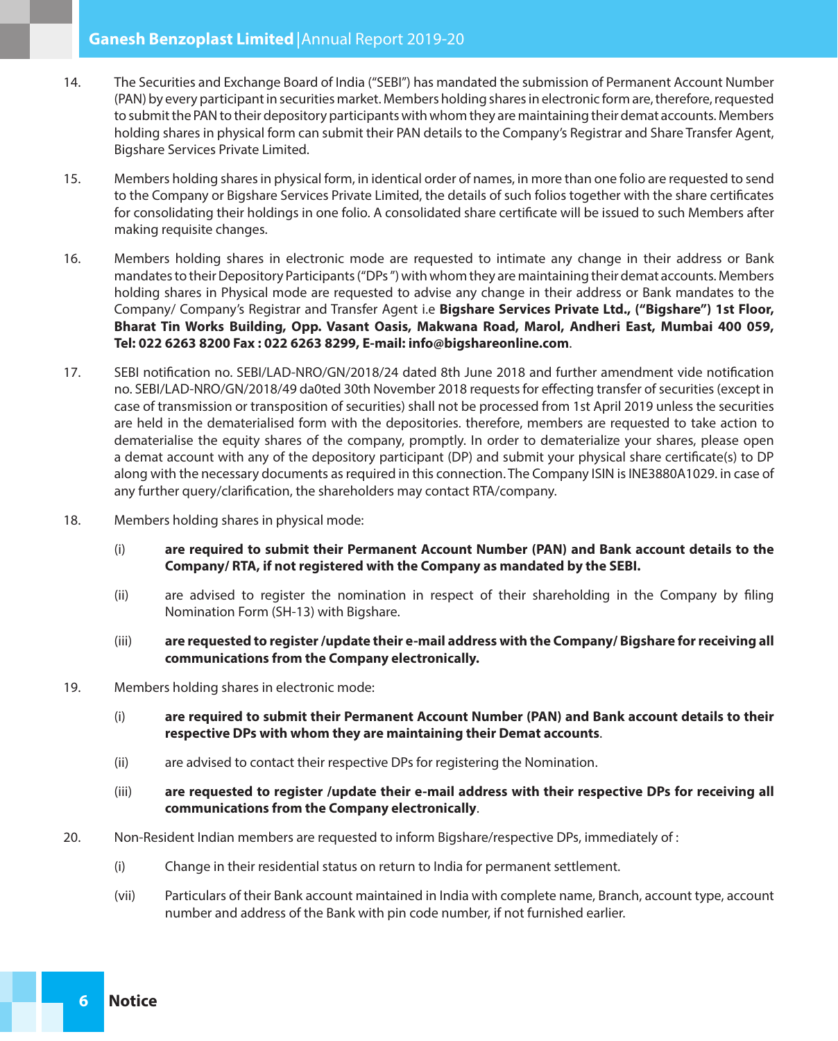14. The Securities and Exchange Board of India ("SEBI") has mandated the submission of Permanent Account Number (PAN) by every participant in securities market. Members holding shares in electronic form are, therefore, requested to submit the PAN to their depository participants with whom they are maintaining their demat accounts. Members holding shares in physical form can submit their PAN details to the Company's Registrar and Share Transfer Agent, Bigshare Services Private Limited.

15. Members holding shares in physical form, in identical order of names, in more than one folio are requested to send to the Company or Bigshare Services Private Limited, the details of such folios together with the share certificates for consolidating their holdings in one folio. A consolidated share certificate will be issued to such Members after making requisite changes.

16. Members holding shares in electronic mode are requested to intimate any change in their address or Bank mandates to their Depository Participants ("DPs ") with whom they are maintaining their demat accounts. Members holding shares in Physical mode are requested to advise any change in their address or Bank mandates to the Company/ Company's Registrar and Transfer Agent i.e **Bigshare Services Private Ltd., ("Bigshare") 1st Floor, Bharat Tin Works Building, Opp. Vasant Oasis, Makwana Road, Marol, Andheri East, Mumbai 400 059, Tel: 022 6263 8200 Fax : 022 6263 8299, E-mail: info@bigshareonline.com**.

17. SEBI notification no. SEBI/LAD-NRO/GN/2018/24 dated 8th June 2018 and further amendment vide notification no. SEBI/LAD-NRO/GN/2018/49 da0ted 30th November 2018 requests for effecting transfer of securities (except in case of transmission or transposition of securities) shall not be processed from 1st April 2019 unless the securities are held in the dematerialised form with the depositories. therefore, members are requested to take action to dematerialise the equity shares of the company, promptly. In order to dematerialize your shares, please open a demat account with any of the depository participant (DP) and submit your physical share certificate(s) to DP along with the necessary documents as required in this connection. The Company ISIN is INE3880A1029. in case of any further query/clarification, the shareholders may contact RTA/company.

18. Members holding shares in physical mode:

    (i) **are required to submit their Permanent Account Number (PAN) and Bank account details to the Company/ RTA, if not registered with the Company as mandated by the SEBI.**

    (ii) are advised to register the nomination in respect of their shareholding in the Company by filing Nomination Form (SH-13) with Bigshare.

    (iii) **are requested to register /update their e-mail address with the Company/ Bigshare for receiving all communications from the Company electronically.**

19. Members holding shares in electronic mode:

    (i) **are required to submit their Permanent Account Number (PAN) and Bank account details to their respective DPs with whom they are maintaining their Demat accounts**.

    (ii) are advised to contact their respective DPs for registering the Nomination.

    (iii) **are requested to register /update their e-mail address with their respective DPs for receiving all communications from the Company electronically**.

20. Non-Resident Indian members are requested to inform Bigshare/respective DPs, immediately of :

    (i) Change in their residential status on return to India for permanent settlement.

    (vii) Particulars of their Bank account maintained in India with complete name, Branch, account type, account number and address of the Bank with pin code number, if not furnished earlier.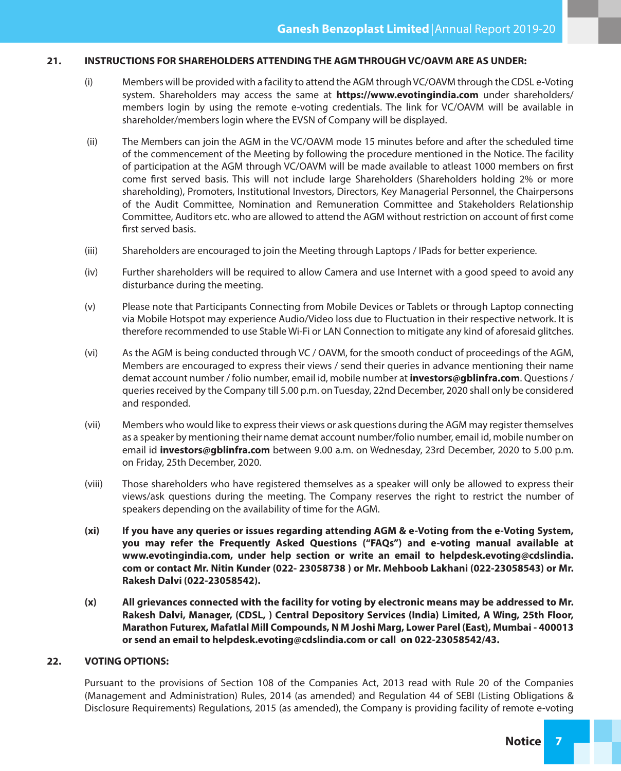**21. INSTRUCTIONS FOR SHAREHOLDERS ATTENDING THE AGM THROUGH VC/OAVM ARE AS UNDER:**

(i) Members will be provided with a facility to attend the AGM through VC/OAVM through the CDSL e-Voting system. Shareholders may access the same at **https://www.evotingindia.com** under shareholders/ members login by using the remote e-voting credentials. The link for VC/OAVM will be available in shareholder/members login where the EVSN of Company will be displayed.

(ii) The Members can join the AGM in the VC/OAVM mode 15 minutes before and after the scheduled time of the commencement of the Meeting by following the procedure mentioned in the Notice. The facility of participation at the AGM through VC/OAVM will be made available to atleast 1000 members on first come first served basis. This will not include large Shareholders (Shareholders holding 2% or more shareholding), Promoters, Institutional Investors, Directors, Key Managerial Personnel, the Chairpersons of the Audit Committee, Nomination and Remuneration Committee and Stakeholders Relationship Committee, Auditors etc. who are allowed to attend the AGM without restriction on account of first come first served basis.

(iii) Shareholders are encouraged to join the Meeting through Laptops / IPads for better experience.

(iv) Further shareholders will be required to allow Camera and use Internet with a good speed to avoid any disturbance during the meeting.

(v) Please note that Participants Connecting from Mobile Devices or Tablets or through Laptop connecting via Mobile Hotspot may experience Audio/Video loss due to Fluctuation in their respective network. It is therefore recommended to use Stable Wi-Fi or LAN Connection to mitigate any kind of aforesaid glitches.

(vi) As the AGM is being conducted through VC / OAVM, for the smooth conduct of proceedings of the AGM, Members are encouraged to express their views / send their queries in advance mentioning their name demat account number / folio number, email id, mobile number at **investors@gblinfra.com**. Questions / queries received by the Company till 5.00 p.m. on Tuesday, 22nd December, 2020 shall only be considered and responded.

(vii) Members who would like to express their views or ask questions during the AGM may register themselves as a speaker by mentioning their name demat account number/folio number, email id, mobile number on email id **investors@gblinfra.com** between 9.00 a.m. on Wednesday, 23rd December, 2020 to 5.00 p.m. on Friday, 25th December, 2020.

(viii) Those shareholders who have registered themselves as a speaker will only be allowed to express their views/ask questions during the meeting. The Company reserves the right to restrict the number of speakers depending on the availability of time for the AGM.

**(xi) If you have any queries or issues regarding attending AGM & e-Voting from the e-Voting System, you may refer the Frequently Asked Questions ("FAQs") and e-voting manual available at www.evotingindia.com, under help section or write an email to helpdesk.evoting@cdslindia.com or contact Mr. Nitin Kunder (022- 23058738 ) or Mr. Mehboob Lakhani (022-23058543) or Mr. Rakesh Dalvi (022-23058542).**

**(x) All grievances connected with the facility for voting by electronic means may be addressed to Mr. Rakesh Dalvi, Manager, (CDSL, ) Central Depository Services (India) Limited, A Wing, 25th Floor, Marathon Futurex, Mafatlal Mill Compounds, N M Joshi Marg, Lower Parel (East), Mumbai - 400013 or send an email to helpdesk.evoting@cdslindia.com or call on 022-23058542/43.**

**22. VOTING OPTIONS:**

Pursuant to the provisions of Section 108 of the Companies Act, 2013 read with Rule 20 of the Companies (Management and Administration) Rules, 2014 (as amended) and Regulation 44 of SEBI (Listing Obligations & Disclosure Requirements) Regulations, 2015 (as amended), the Company is providing facility of remote e-voting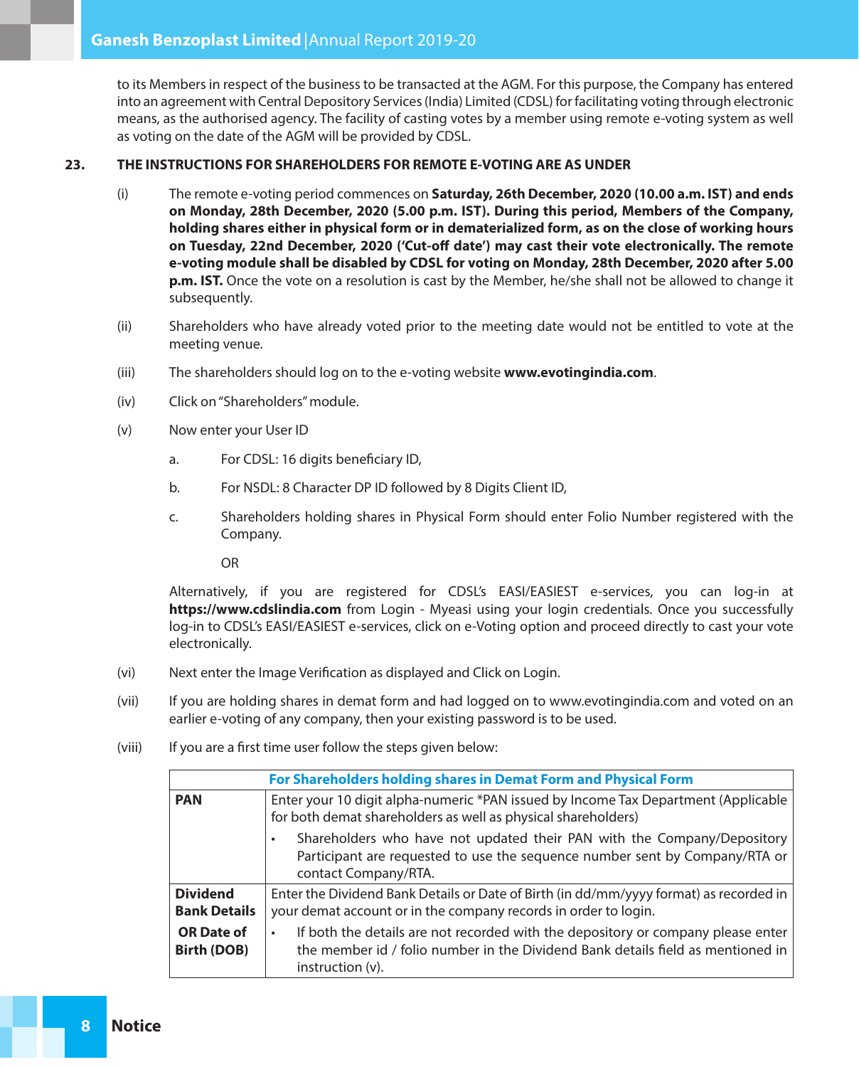to its Members in respect of the business to be transacted at the AGM. For this purpose, the Company has entered into an agreement with Central Depository Services (India) Limited (CDSL) for facilitating voting through electronic means, as the authorised agency. The facility of casting votes by a member using remote e-voting system as well as voting on the date of the AGM will be provided by CDSL.

## 23. THE INSTRUCTIONS FOR SHAREHOLDERS FOR REMOTE E-VOTING ARE AS UNDER

(i) The remote e-voting period commences on **Saturday, 26th December, 2020 (10.00 a.m. IST) and ends on Monday, 28th December, 2020 (5.00 p.m. IST). During this period, Members of the Company, holding shares either in physical form or in dematerialized form, as on the close of working hours on Tuesday, 22nd December, 2020 ('Cut-off date') may cast their vote electronically. The remote e-voting module shall be disabled by CDSL for voting on Monday, 28th December, 2020 after 5.00 p.m. IST.** Once the vote on a resolution is cast by the Member, he/she shall not be allowed to change it subsequently.

(ii) Shareholders who have already voted prior to the meeting date would not be entitled to vote at the meeting venue.

(iii) The shareholders should log on to the e-voting website **www.evotingindia.com**.

(iv) Click on "Shareholders" module.

(v) Now enter your User ID

a. For CDSL: 16 digits beneficiary ID,

b. For NSDL: 8 Character DP ID followed by 8 Digits Client ID,

c. Shareholders holding shares in Physical Form should enter Folio Number registered with the Company.

OR

Alternatively, if you are registered for CDSL's EASI/EASIEST e-services, you can log-in at **https://www.cdslindia.com** from Login - Myeasi using your login credentials. Once you successfully log-in to CDSL's EASI/EASIEST e-services, click on e-Voting option and proceed directly to cast your vote electronically.

(vi) Next enter the Image Verification as displayed and Click on Login.

(vii) If you are holding shares in demat form and had logged on to www.evotingindia.com and voted on an earlier e-voting of any company, then your existing password is to be used.

(viii) If you are a first time user follow the steps given below:

| | For Shareholders holding shares in Demat Form and Physical Form |
|---|---|
| **PAN** | Enter your 10 digit alpha-numeric *PAN issued by Income Tax Department (Applicable for both demat shareholders as well as physical shareholders)<br>• Shareholders who have not updated their PAN with the Company/Depository Participant are requested to use the sequence number sent by Company/RTA or contact Company/RTA. |
| **Dividend Bank Details OR Date of Birth (DOB)** | Enter the Dividend Bank Details or Date of Birth (in dd/mm/yyyy format) as recorded in your demat account or in the company records in order to login.<br>• If both the details are not recorded with the depository or company please enter the member id / folio number in the Dividend Bank details field as mentioned in instruction (v). |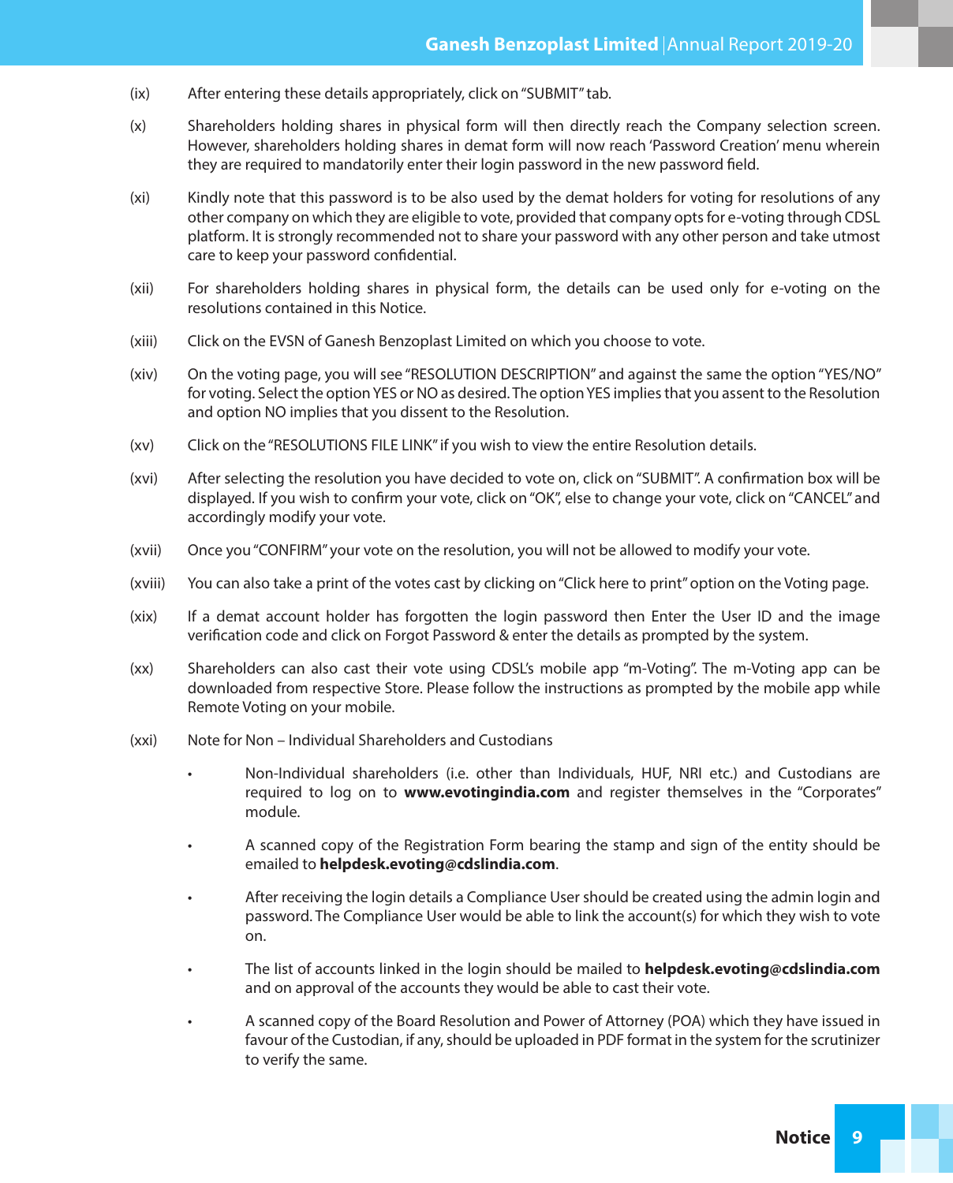(ix) After entering these details appropriately, click on "SUBMIT" tab.

(x) Shareholders holding shares in physical form will then directly reach the Company selection screen. However, shareholders holding shares in demat form will now reach 'Password Creation' menu wherein they are required to mandatorily enter their login password in the new password field.

(xi) Kindly note that this password is to be also used by the demat holders for voting for resolutions of any other company on which they are eligible to vote, provided that company opts for e-voting through CDSL platform. It is strongly recommended not to share your password with any other person and take utmost care to keep your password confidential.

(xii) For shareholders holding shares in physical form, the details can be used only for e-voting on the resolutions contained in this Notice.

(xiii) Click on the EVSN of Ganesh Benzoplast Limited on which you choose to vote.

(xiv) On the voting page, you will see "RESOLUTION DESCRIPTION" and against the same the option "YES/NO" for voting. Select the option YES or NO as desired. The option YES implies that you assent to the Resolution and option NO implies that you dissent to the Resolution.

(xv) Click on the "RESOLUTIONS FILE LINK" if you wish to view the entire Resolution details.

(xvi) After selecting the resolution you have decided to vote on, click on "SUBMIT". A confirmation box will be displayed. If you wish to confirm your vote, click on "OK", else to change your vote, click on "CANCEL" and accordingly modify your vote.

(xvii) Once you "CONFIRM" your vote on the resolution, you will not be allowed to modify your vote.

(xviii) You can also take a print of the votes cast by clicking on "Click here to print" option on the Voting page.

(xix) If a demat account holder has forgotten the login password then Enter the User ID and the image verification code and click on Forgot Password & enter the details as prompted by the system.

(xx) Shareholders can also cast their vote using CDSL's mobile app "m-Voting". The m-Voting app can be downloaded from respective Store. Please follow the instructions as prompted by the mobile app while Remote Voting on your mobile.

(xxi) Note for Non – Individual Shareholders and Custodians

- Non-Individual shareholders (i.e. other than Individuals, HUF, NRI etc.) and Custodians are required to log on to **www.evotingindia.com** and register themselves in the "Corporates" module.
- A scanned copy of the Registration Form bearing the stamp and sign of the entity should be emailed to **helpdesk.evoting@cdslindia.com**.
- After receiving the login details a Compliance User should be created using the admin login and password. The Compliance User would be able to link the account(s) for which they wish to vote on.
- The list of accounts linked in the login should be mailed to **helpdesk.evoting@cdslindia.com** and on approval of the accounts they would be able to cast their vote.
- A scanned copy of the Board Resolution and Power of Attorney (POA) which they have issued in favour of the Custodian, if any, should be uploaded in PDF format in the system for the scrutinizer to verify the same.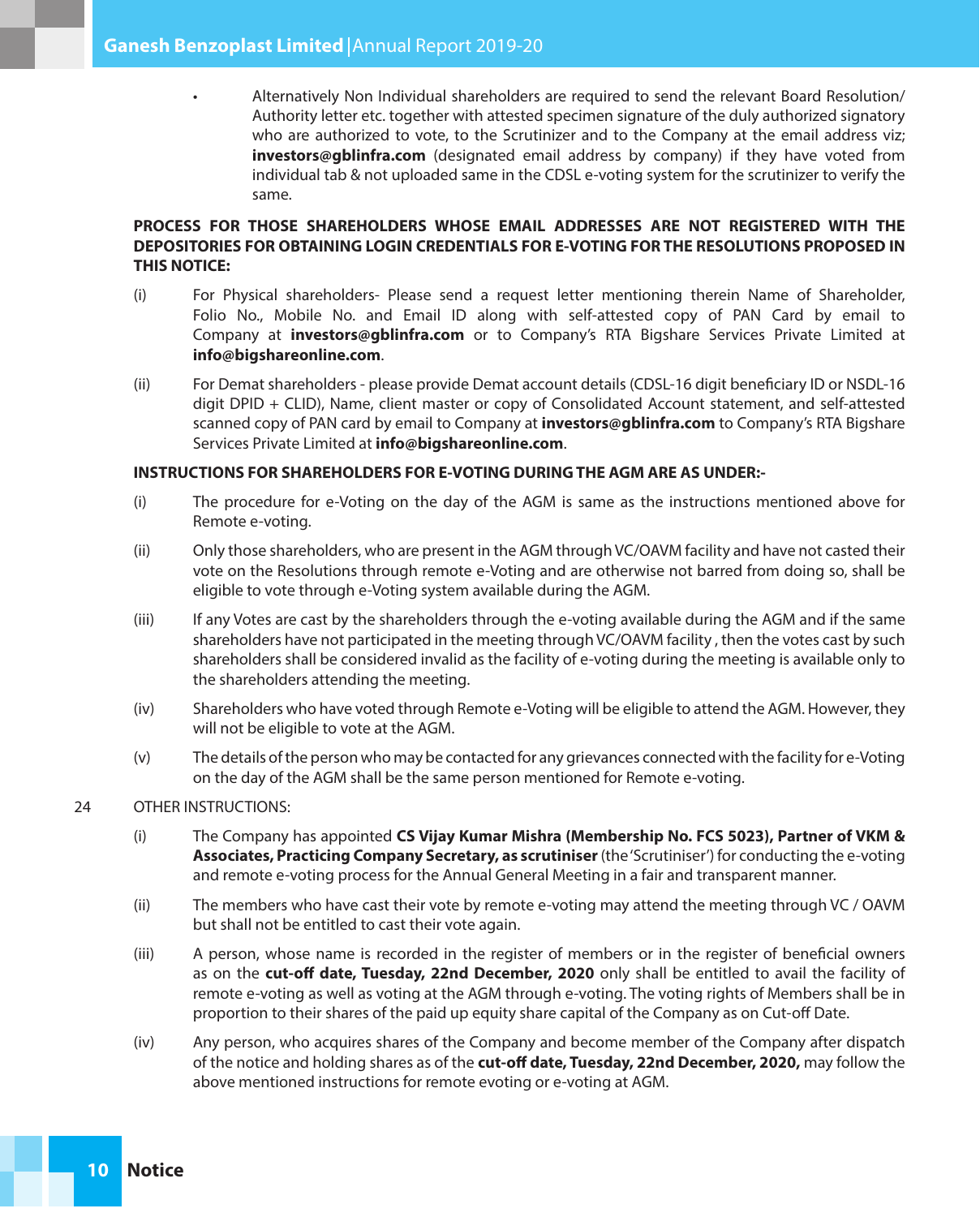- Alternatively Non Individual shareholders are required to send the relevant Board Resolution/ Authority letter etc. together with attested specimen signature of the duly authorized signatory who are authorized to vote, to the Scrutinizer and to the Company at the email address viz; **investors@gblinfra.com** (designated email address by company) if they have voted from individual tab & not uploaded same in the CDSL e-voting system for the scrutinizer to verify the same.

**PROCESS FOR THOSE SHAREHOLDERS WHOSE EMAIL ADDRESSES ARE NOT REGISTERED WITH THE DEPOSITORIES FOR OBTAINING LOGIN CREDENTIALS FOR E-VOTING FOR THE RESOLUTIONS PROPOSED IN THIS NOTICE:**

(i) For Physical shareholders- Please send a request letter mentioning therein Name of Shareholder, Folio No., Mobile No. and Email ID along with self-attested copy of PAN Card by email to Company at **investors@gblinfra.com** or to Company's RTA Bigshare Services Private Limited at **info@bigshareonline.com**.

(ii) For Demat shareholders - please provide Demat account details (CDSL-16 digit beneficiary ID or NSDL-16 digit DPID + CLID), Name, client master or copy of Consolidated Account statement, and self-attested scanned copy of PAN card by email to Company at **investors@gblinfra.com** to Company's RTA Bigshare Services Private Limited at **info@bigshareonline.com**.

**INSTRUCTIONS FOR SHAREHOLDERS FOR E-VOTING DURING THE AGM ARE AS UNDER:-**

(i) The procedure for e-Voting on the day of the AGM is same as the instructions mentioned above for Remote e-voting.

(ii) Only those shareholders, who are present in the AGM through VC/OAVM facility and have not casted their vote on the Resolutions through remote e-Voting and are otherwise not barred from doing so, shall be eligible to vote through e-Voting system available during the AGM.

(iii) If any Votes are cast by the shareholders through the e-voting available during the AGM and if the same shareholders have not participated in the meeting through VC/OAVM facility , then the votes cast by such shareholders shall be considered invalid as the facility of e-voting during the meeting is available only to the shareholders attending the meeting.

(iv) Shareholders who have voted through Remote e-Voting will be eligible to attend the AGM. However, they will not be eligible to vote at the AGM.

(v) The details of the person who may be contacted for any grievances connected with the facility for e-Voting on the day of the AGM shall be the same person mentioned for Remote e-voting.

24 OTHER INSTRUCTIONS:

(i) The Company has appointed **CS Vijay Kumar Mishra (Membership No. FCS 5023), Partner of VKM & Associates, Practicing Company Secretary, as scrutiniser** (the 'Scrutiniser') for conducting the e-voting and remote e-voting process for the Annual General Meeting in a fair and transparent manner.

(ii) The members who have cast their vote by remote e-voting may attend the meeting through VC / OAVM but shall not be entitled to cast their vote again.

(iii) A person, whose name is recorded in the register of members or in the register of beneficial owners as on the **cut-off date, Tuesday, 22nd December, 2020** only shall be entitled to avail the facility of remote e-voting as well as voting at the AGM through e-voting. The voting rights of Members shall be in proportion to their shares of the paid up equity share capital of the Company as on Cut-off Date.

(iv) Any person, who acquires shares of the Company and become member of the Company after dispatch of the notice and holding shares as of the **cut-off date, Tuesday, 22nd December, 2020,** may follow the above mentioned instructions for remote evoting or e-voting at AGM.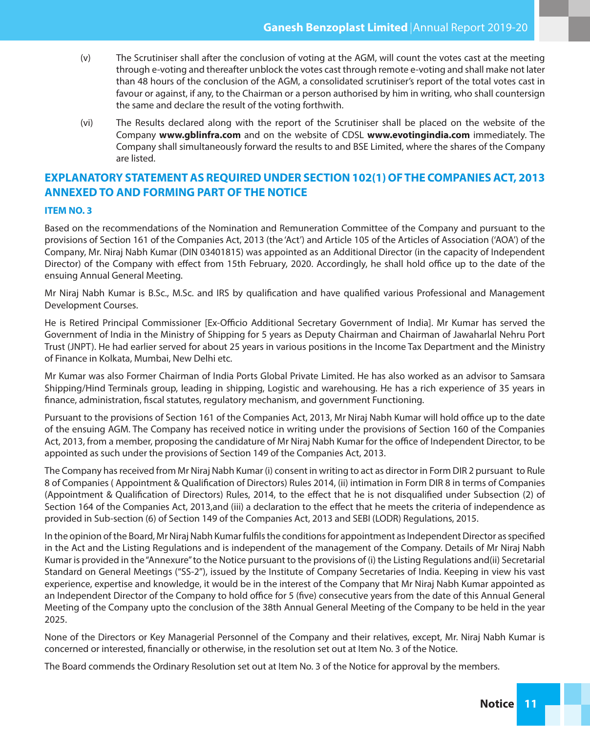(v) The Scrutiniser shall after the conclusion of voting at the AGM, will count the votes cast at the meeting through e-voting and thereafter unblock the votes cast through remote e-voting and shall make not later than 48 hours of the conclusion of the AGM, a consolidated scrutiniser's report of the total votes cast in favour or against, if any, to the Chairman or a person authorised by him in writing, who shall countersign the same and declare the result of the voting forthwith.

(vi) The Results declared along with the report of the Scrutiniser shall be placed on the website of the Company **www.gblinfra.com** and on the website of CDSL **www.evotingindia.com** immediately. The Company shall simultaneously forward the results to and BSE Limited, where the shares of the Company are listed.

## EXPLANATORY STATEMENT AS REQUIRED UNDER SECTION 102(1) OF THE COMPANIES ACT, 2013 ANNEXED TO AND FORMING PART OF THE NOTICE

### ITEM NO. 3

Based on the recommendations of the Nomination and Remuneration Committee of the Company and pursuant to the provisions of Section 161 of the Companies Act, 2013 (the 'Act') and Article 105 of the Articles of Association ('AOA') of the Company, Mr. Niraj Nabh Kumar (DIN 03401815) was appointed as an Additional Director (in the capacity of Independent Director) of the Company with effect from 15th February, 2020. Accordingly, he shall hold office up to the date of the ensuing Annual General Meeting.

Mr Niraj Nabh Kumar is B.Sc., M.Sc. and IRS by qualification and have qualified various Professional and Management Development Courses.

He is Retired Principal Commissioner [Ex-Officio Additional Secretary Government of India]. Mr Kumar has served the Government of India in the Ministry of Shipping for 5 years as Deputy Chairman and Chairman of Jawaharlal Nehru Port Trust (JNPT). He had earlier served for about 25 years in various positions in the Income Tax Department and the Ministry of Finance in Kolkata, Mumbai, New Delhi etc.

Mr Kumar was also Former Chairman of India Ports Global Private Limited. He has also worked as an advisor to Samsara Shipping/Hind Terminals group, leading in shipping, Logistic and warehousing. He has a rich experience of 35 years in finance, administration, fiscal statutes, regulatory mechanism, and government Functioning.

Pursuant to the provisions of Section 161 of the Companies Act, 2013, Mr Niraj Nabh Kumar will hold office up to the date of the ensuing AGM. The Company has received notice in writing under the provisions of Section 160 of the Companies Act, 2013, from a member, proposing the candidature of Mr Niraj Nabh Kumar for the office of Independent Director, to be appointed as such under the provisions of Section 149 of the Companies Act, 2013.

The Company has received from Mr Niraj Nabh Kumar (i) consent in writing to act as director in Form DIR 2 pursuant to Rule 8 of Companies ( Appointment & Qualification of Directors) Rules 2014, (ii) intimation in Form DIR 8 in terms of Companies (Appointment & Qualification of Directors) Rules, 2014, to the effect that he is not disqualified under Subsection (2) of Section 164 of the Companies Act, 2013,and (iii) a declaration to the effect that he meets the criteria of independence as provided in Sub-section (6) of Section 149 of the Companies Act, 2013 and SEBI (LODR) Regulations, 2015.

In the opinion of the Board, Mr Niraj Nabh Kumar fulfils the conditions for appointment as Independent Director as specified in the Act and the Listing Regulations and is independent of the management of the Company. Details of Mr Niraj Nabh Kumar is provided in the "Annexure" to the Notice pursuant to the provisions of (i) the Listing Regulations and(ii) Secretarial Standard on General Meetings ("SS-2"), issued by the Institute of Company Secretaries of India. Keeping in view his vast experience, expertise and knowledge, it would be in the interest of the Company that Mr Niraj Nabh Kumar appointed as an Independent Director of the Company to hold office for 5 (five) consecutive years from the date of this Annual General Meeting of the Company upto the conclusion of the 38th Annual General Meeting of the Company to be held in the year 2025.

None of the Directors or Key Managerial Personnel of the Company and their relatives, except, Mr. Niraj Nabh Kumar is concerned or interested, financially or otherwise, in the resolution set out at Item No. 3 of the Notice.

The Board commends the Ordinary Resolution set out at Item No. 3 of the Notice for approval by the members.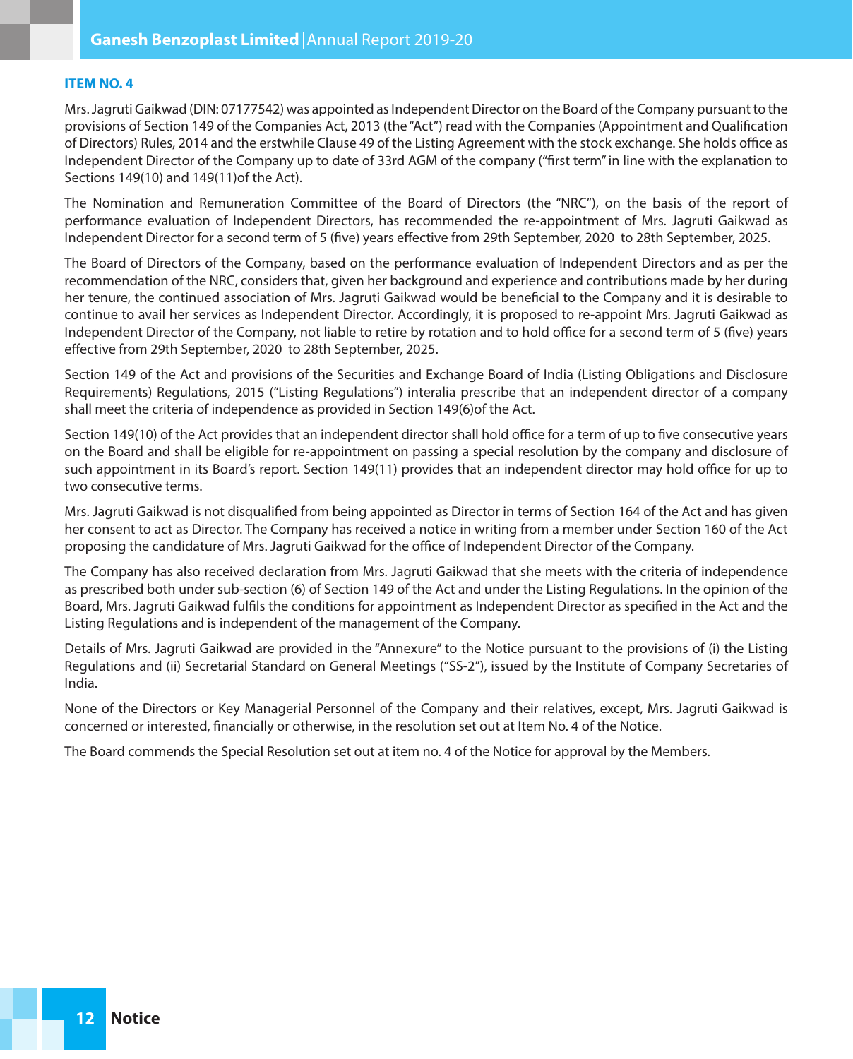**ITEM NO. 4**

Mrs. Jagruti Gaikwad (DIN: 07177542) was appointed as Independent Director on the Board of the Company pursuant to the provisions of Section 149 of the Companies Act, 2013 (the "Act") read with the Companies (Appointment and Qualification of Directors) Rules, 2014 and the erstwhile Clause 49 of the Listing Agreement with the stock exchange. She holds office as Independent Director of the Company up to date of 33rd AGM of the company ("first term" in line with the explanation to Sections 149(10) and 149(11)of the Act).

The Nomination and Remuneration Committee of the Board of Directors (the "NRC"), on the basis of the report of performance evaluation of Independent Directors, has recommended the re-appointment of Mrs. Jagruti Gaikwad as Independent Director for a second term of 5 (five) years effective from 29th September, 2020 to 28th September, 2025.

The Board of Directors of the Company, based on the performance evaluation of Independent Directors and as per the recommendation of the NRC, considers that, given her background and experience and contributions made by her during her tenure, the continued association of Mrs. Jagruti Gaikwad would be beneficial to the Company and it is desirable to continue to avail her services as Independent Director. Accordingly, it is proposed to re-appoint Mrs. Jagruti Gaikwad as Independent Director of the Company, not liable to retire by rotation and to hold office for a second term of 5 (five) years effective from 29th September, 2020 to 28th September, 2025.

Section 149 of the Act and provisions of the Securities and Exchange Board of India (Listing Obligations and Disclosure Requirements) Regulations, 2015 ("Listing Regulations") interalia prescribe that an independent director of a company shall meet the criteria of independence as provided in Section 149(6)of the Act.

Section 149(10) of the Act provides that an independent director shall hold office for a term of up to five consecutive years on the Board and shall be eligible for re-appointment on passing a special resolution by the company and disclosure of such appointment in its Board's report. Section 149(11) provides that an independent director may hold office for up to two consecutive terms.

Mrs. Jagruti Gaikwad is not disqualified from being appointed as Director in terms of Section 164 of the Act and has given her consent to act as Director. The Company has received a notice in writing from a member under Section 160 of the Act proposing the candidature of Mrs. Jagruti Gaikwad for the office of Independent Director of the Company.

The Company has also received declaration from Mrs. Jagruti Gaikwad that she meets with the criteria of independence as prescribed both under sub-section (6) of Section 149 of the Act and under the Listing Regulations. In the opinion of the Board, Mrs. Jagruti Gaikwad fulfils the conditions for appointment as Independent Director as specified in the Act and the Listing Regulations and is independent of the management of the Company.

Details of Mrs. Jagruti Gaikwad are provided in the "Annexure" to the Notice pursuant to the provisions of (i) the Listing Regulations and (ii) Secretarial Standard on General Meetings ("SS-2"), issued by the Institute of Company Secretaries of India.

None of the Directors or Key Managerial Personnel of the Company and their relatives, except, Mrs. Jagruti Gaikwad is concerned or interested, financially or otherwise, in the resolution set out at Item No. 4 of the Notice.

The Board commends the Special Resolution set out at item no. 4 of the Notice for approval by the Members.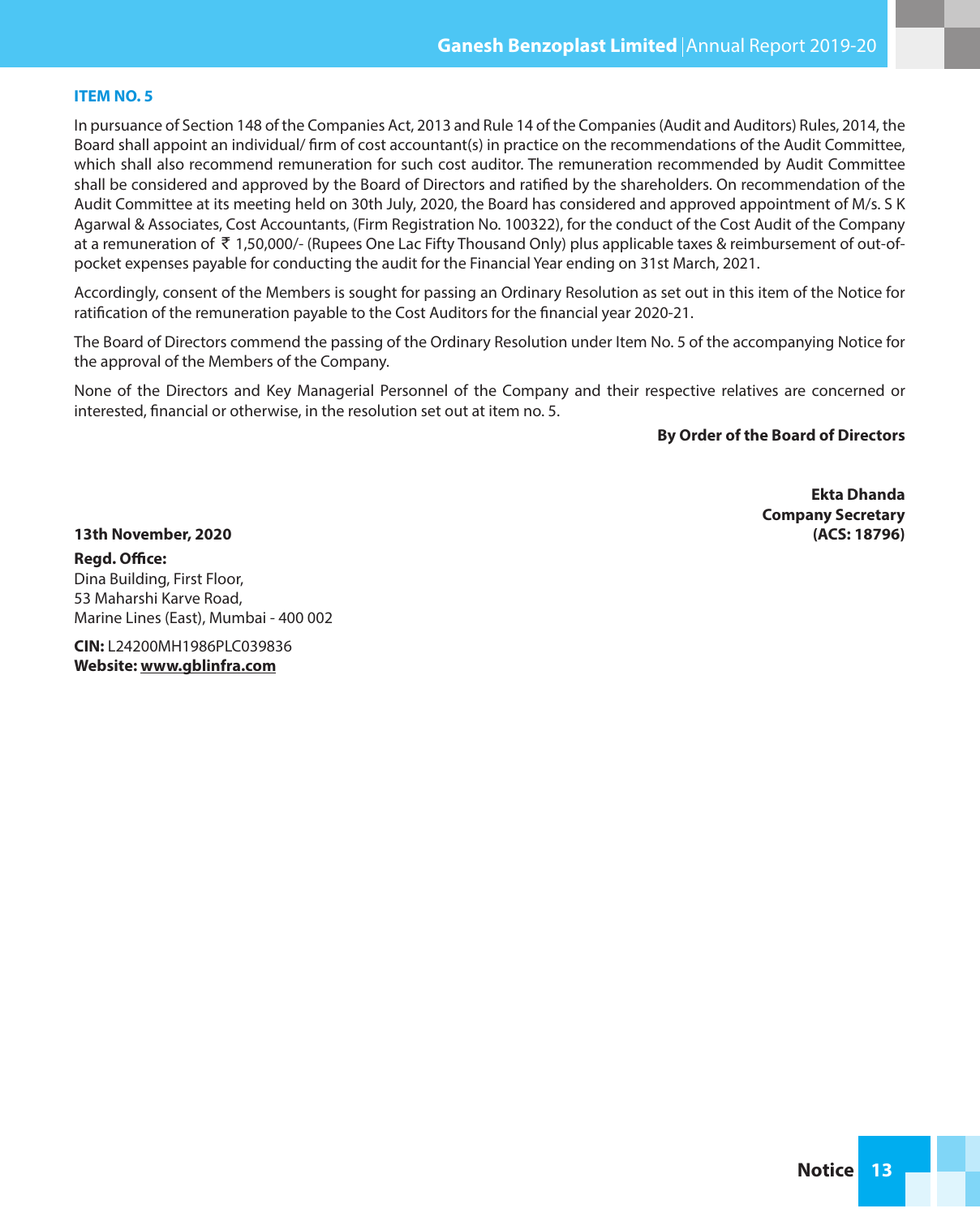### ITEM NO. 5

In pursuance of Section 148 of the Companies Act, 2013 and Rule 14 of the Companies (Audit and Auditors) Rules, 2014, the Board shall appoint an individual/ firm of cost accountant(s) in practice on the recommendations of the Audit Committee, which shall also recommend remuneration for such cost auditor. The remuneration recommended by Audit Committee shall be considered and approved by the Board of Directors and ratified by the shareholders. On recommendation of the Audit Committee at its meeting held on 30th July, 2020, the Board has considered and approved appointment of M/s. S K Agarwal & Associates, Cost Accountants, (Firm Registration No. 100322), for the conduct of the Cost Audit of the Company at a remuneration of ₹ 1,50,000/- (Rupees One Lac Fifty Thousand Only) plus applicable taxes & reimbursement of out-of-pocket expenses payable for conducting the audit for the Financial Year ending on 31st March, 2021.

Accordingly, consent of the Members is sought for passing an Ordinary Resolution as set out in this item of the Notice for ratification of the remuneration payable to the Cost Auditors for the financial year 2020-21.

The Board of Directors commend the passing of the Ordinary Resolution under Item No. 5 of the accompanying Notice for the approval of the Members of the Company.

None of the Directors and Key Managerial Personnel of the Company and their respective relatives are concerned or interested, financial or otherwise, in the resolution set out at item no. 5.

**By Order of the Board of Directors**

**Ekta Dhanda**
**Company Secretary**
**(ACS: 18796)**

**13th November, 2020**

**Regd. Office:**
Dina Building, First Floor,
53 Maharshi Karve Road,
Marine Lines (East), Mumbai - 400 002

**CIN:** L24200MH1986PLC039836
**Website:** **www.gblinfra.com**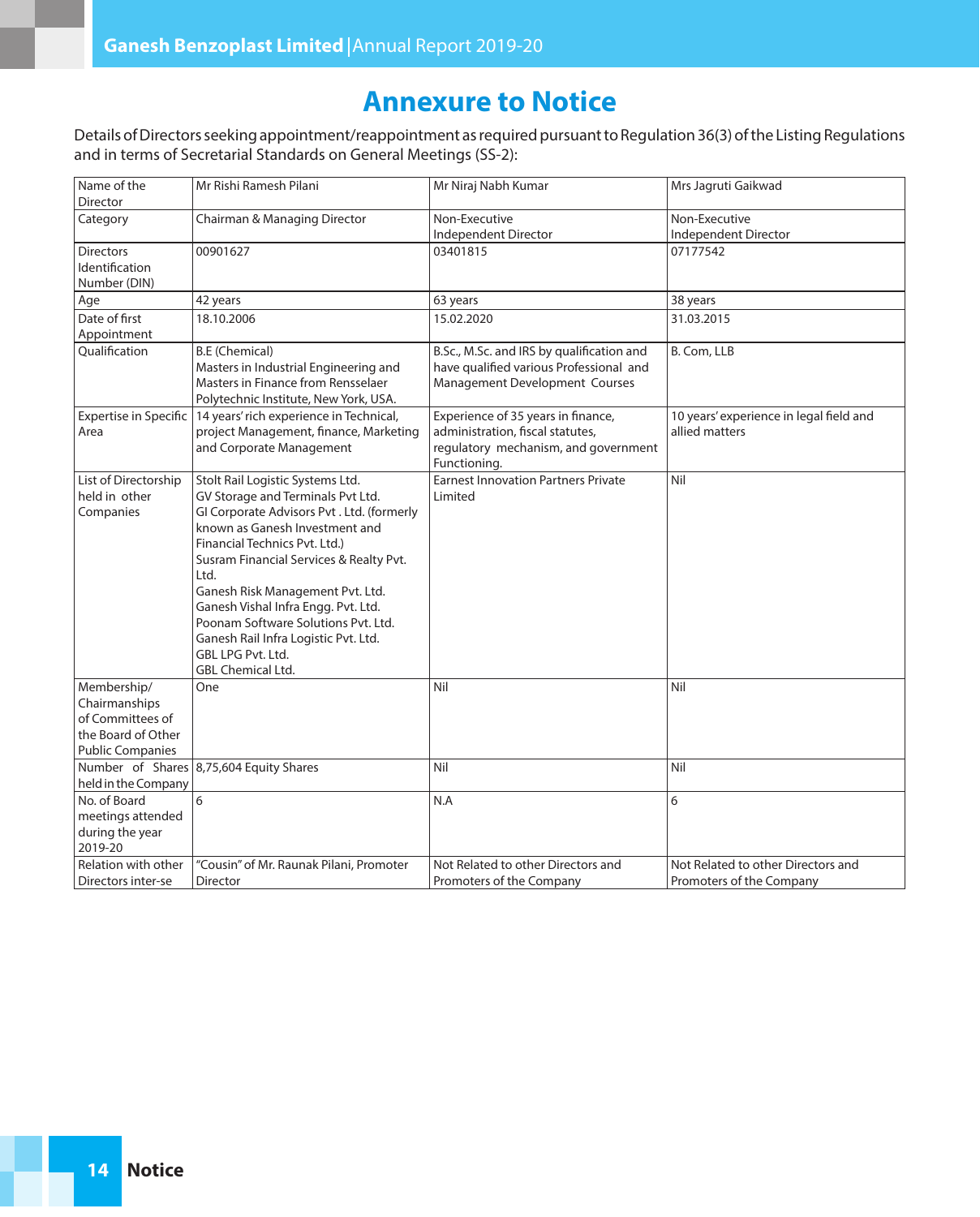# Annexure to Notice

Details of Directors seeking appointment/reappointment as required pursuant to Regulation 36(3) of the Listing Regulations and in terms of Secretarial Standards on General Meetings (SS-2):

| Name of the Director | Mr Rishi Ramesh Pilani | Mr Niraj Nabh Kumar | Mrs Jagruti Gaikwad |
|---|---|---|---|
| Category | Chairman & Managing Director | Non-Executive Independent Director | Non-Executive Independent Director |
| Directors Identification Number (DIN) | 00901627 | 03401815 | 07177542 |
| Age | 42 years | 63 years | 38 years |
| Date of first Appointment | 18.10.2006 | 15.02.2020 | 31.03.2015 |
| Qualification | B.E (Chemical)<br>Masters in Industrial Engineering and Masters in Finance from Rensselaer Polytechnic Institute, New York, USA. | B.Sc., M.Sc. and IRS by qualification and have qualified various Professional and Management Development Courses | B. Com, LLB |
| Expertise in Specific Area | 14 years' rich experience in Technical, project Management, finance, Marketing and Corporate Management | Experience of 35 years in finance, administration, fiscal statutes, regulatory mechanism, and government Functioning. | 10 years' experience in legal field and allied matters |
| List of Directorship held in other Companies | Stolt Rail Logistic Systems Ltd.<br>GV Storage and Terminals Pvt Ltd.<br>GI Corporate Advisors Pvt . Ltd. (formerly known as Ganesh Investment and Financial Technics Pvt. Ltd.)<br>Susram Financial Services & Realty Pvt. Ltd.<br>Ganesh Risk Management Pvt. Ltd.<br>Ganesh Vishal Infra Engg. Pvt. Ltd.<br>Poonam Software Solutions Pvt. Ltd.<br>Ganesh Rail Infra Logistic Pvt. Ltd.<br>GBL LPG Pvt. Ltd.<br>GBL Chemical Ltd. | Earnest Innovation Partners Private Limited | Nil |
| Membership/ Chairmanships of Committees of the Board of Other Public Companies | One | Nil | Nil |
| Number of Shares held in the Company | 8,75,604 Equity Shares | Nil | Nil |
| No. of Board meetings attended during the year 2019-20 | 6 | N.A | 6 |
| Relation with other Directors inter-se | "Cousin" of Mr. Raunak Pilani, Promoter Director | Not Related to other Directors and Promoters of the Company | Not Related to other Directors and Promoters of the Company |